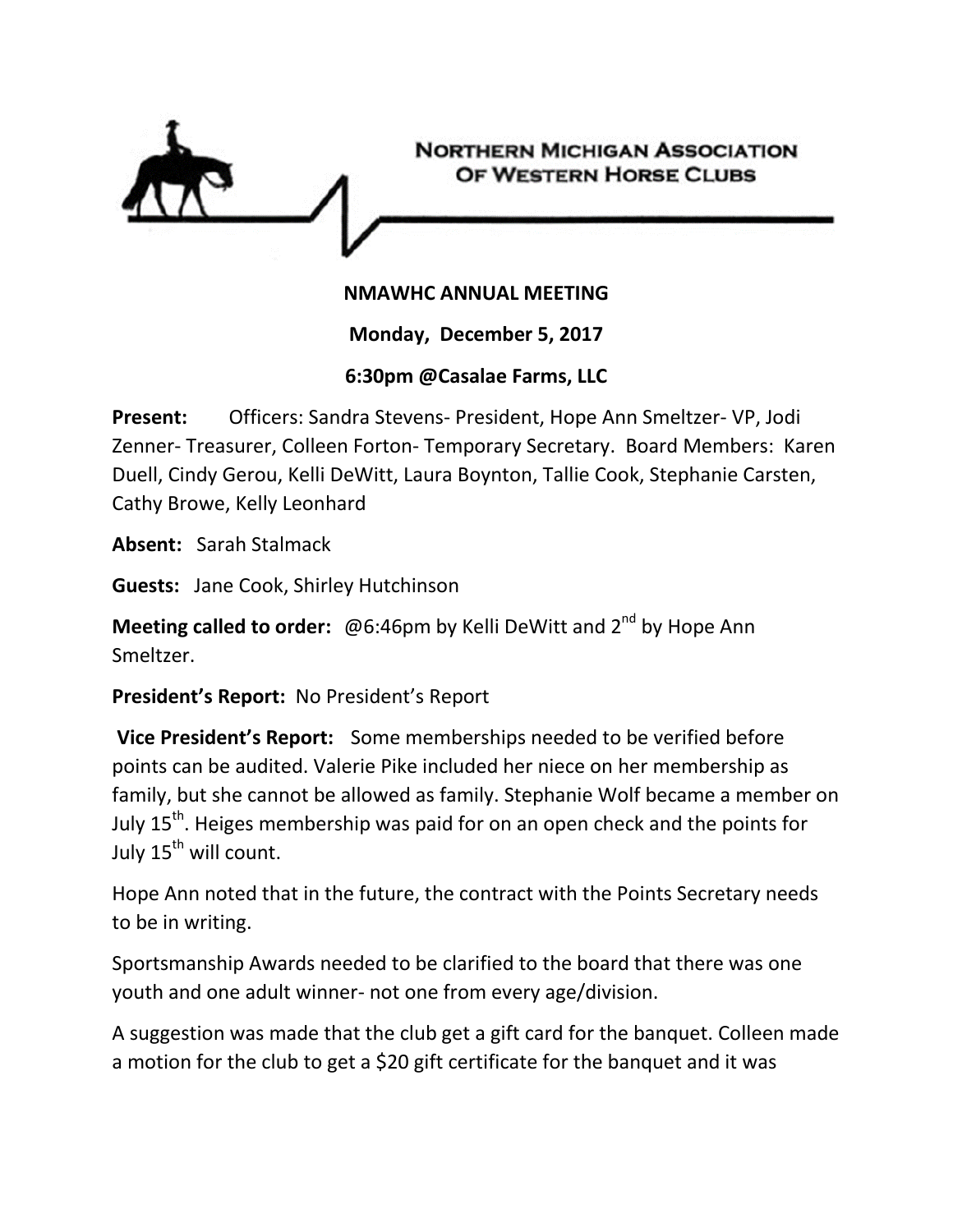**NORTHERN MICHIGAN ASSOCIATION OF WESTERN HORSE CLUBS**

**NMAWHC ANNUAL MEETING**

**Monday, December 5, 2017**

**6:30pm @Casalae Farms, LLC**

**Present:** Officers: Sandra Stevens- President, Hope Ann Smeltzer- VP, Jodi Zenner- Treasurer, Colleen Forton- Temporary Secretary. Board Members: Karen Duell, Cindy Gerou, Kelli DeWitt, Laura Boynton, Tallie Cook, Stephanie Carsten, Cathy Browe, Kelly Leonhard

**Absent:** Sarah Stalmack

**Guests:** Jane Cook, Shirley Hutchinson

**Meeting called to order:** @6:46pm by Kelli DeWitt and 2nd by Hope Ann Smeltzer.

**President's Report:** No President's Report

**Vice President's Report:** Some memberships needed to be verified before points can be audited. Valerie Pike included her niece on her membership as family, but she cannot be allowed as family. Stephanie Wolf became a member on July 15th. Heiges membership was paid for on an open check and the points for July 15th will count.

Hope Ann noted that in the future, the contract with the Points Secretary needs to be in writing.

Sportsmanship Awards needed to be clarified to the board that there was one youth and one adult winner- not one from every age/division.

A suggestion was made that the club get a gift card for the banquet. Colleen made a motion for the club to get a $20 gift certificate for the banquet and it was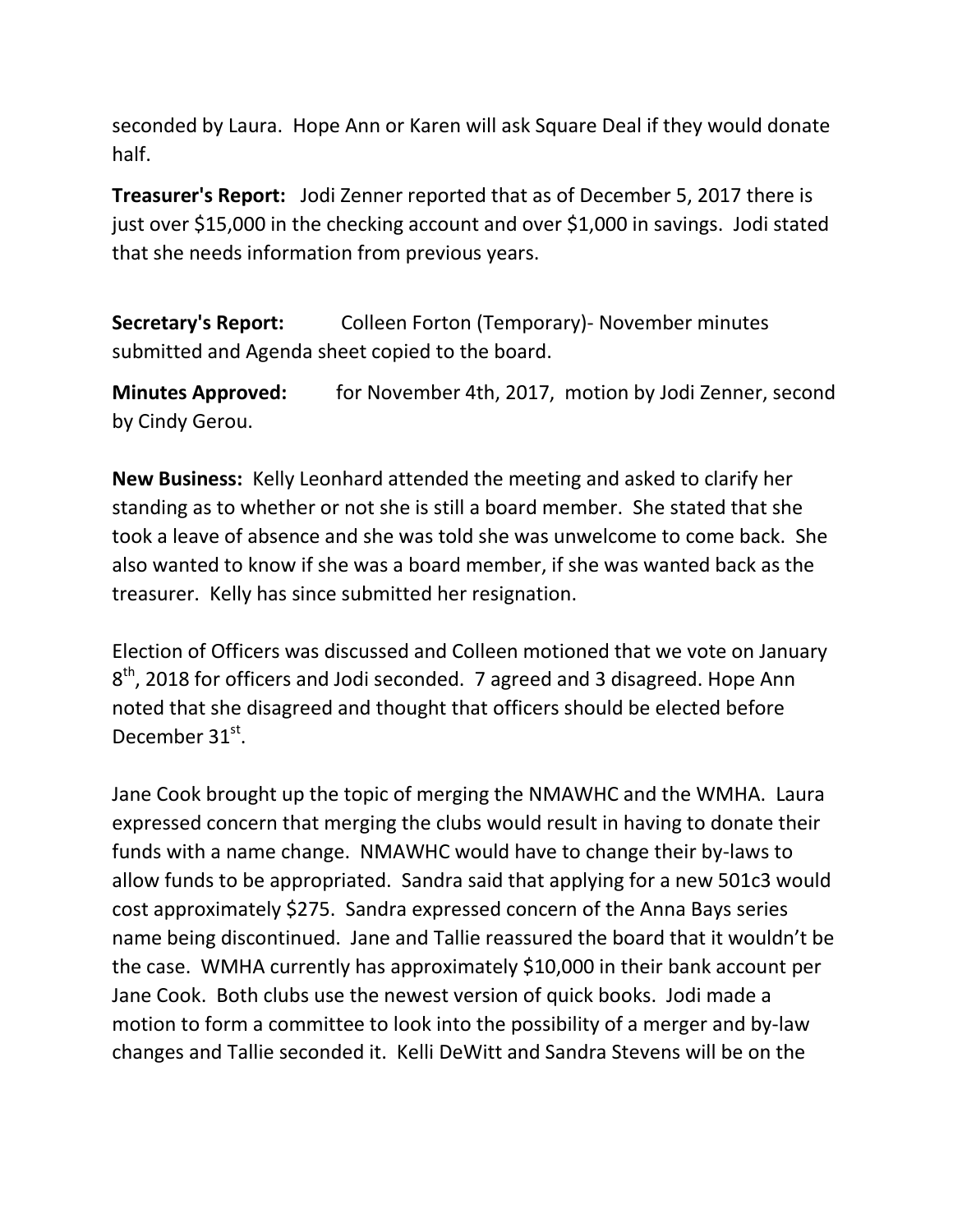seconded by Laura. Hope Ann or Karen will ask Square Deal if they would donate half.

**Treasurer's Report:** Jodi Zenner reported that as of December 5, 2017 there is just over $15,000 in the checking account and over $1,000 in savings. Jodi stated that she needs information from previous years.

**Secretary's Report:** Colleen Forton (Temporary)- November minutes submitted and Agenda sheet copied to the board.

**Minutes Approved:** for November 4th, 2017, motion by Jodi Zenner, second by Cindy Gerou.

**New Business:** Kelly Leonhard attended the meeting and asked to clarify her standing as to whether or not she is still a board member. She stated that she took a leave of absence and she was told she was unwelcome to come back. She also wanted to know if she was a board member, if she was wanted back as the treasurer. Kelly has since submitted her resignation.

Election of Officers was discussed and Colleen motioned that we vote on January 8th, 2018 for officers and Jodi seconded. 7 agreed and 3 disagreed. Hope Ann noted that she disagreed and thought that officers should be elected before December 31st.

Jane Cook brought up the topic of merging the NMAWHC and the WMHA. Laura expressed concern that merging the clubs would result in having to donate their funds with a name change. NMAWHC would have to change their by-laws to allow funds to be appropriated. Sandra said that applying for a new 501c3 would cost approximately $275. Sandra expressed concern of the Anna Bays series name being discontinued. Jane and Tallie reassured the board that it wouldn't be the case. WMHA currently has approximately $10,000 in their bank account per Jane Cook. Both clubs use the newest version of quick books. Jodi made a motion to form a committee to look into the possibility of a merger and by-law changes and Tallie seconded it. Kelli DeWitt and Sandra Stevens will be on the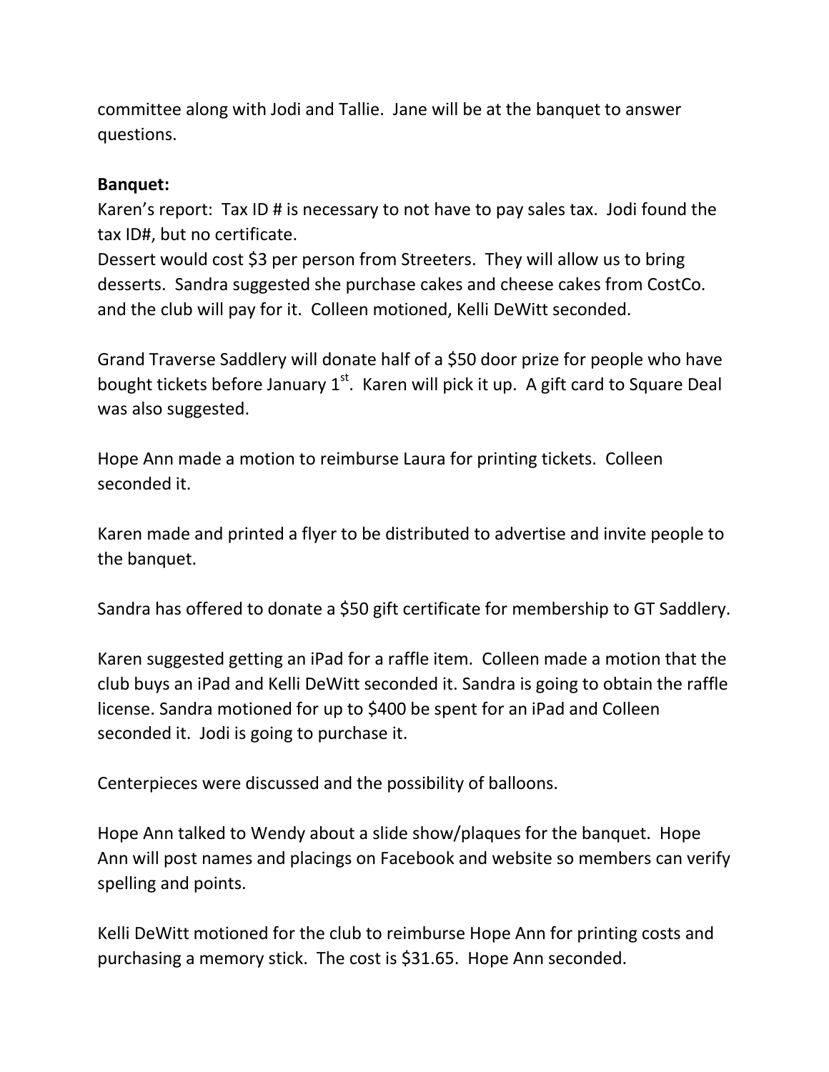committee along with Jodi and Tallie. Jane will be at the banquet to answer questions.

**Banquet:**

Karen's report: Tax ID # is necessary to not have to pay sales tax. Jodi found the tax ID#, but no certificate.

Dessert would cost $3 per person from Streeters. They will allow us to bring desserts. Sandra suggested she purchase cakes and cheese cakes from CostCo. and the club will pay for it. Colleen motioned, Kelli DeWitt seconded.

Grand Traverse Saddlery will donate half of a $50 door prize for people who have bought tickets before January 1st. Karen will pick it up. A gift card to Square Deal was also suggested.

Hope Ann made a motion to reimburse Laura for printing tickets. Colleen seconded it.

Karen made and printed a flyer to be distributed to advertise and invite people to the banquet.

Sandra has offered to donate a $50 gift certificate for membership to GT Saddlery.

Karen suggested getting an iPad for a raffle item. Colleen made a motion that the club buys an iPad and Kelli DeWitt seconded it. Sandra is going to obtain the raffle license. Sandra motioned for up to $400 be spent for an iPad and Colleen seconded it. Jodi is going to purchase it.

Centerpieces were discussed and the possibility of balloons.

Hope Ann talked to Wendy about a slide show/plaques for the banquet. Hope Ann will post names and placings on Facebook and website so members can verify spelling and points.

Kelli DeWitt motioned for the club to reimburse Hope Ann for printing costs and purchasing a memory stick. The cost is $31.65. Hope Ann seconded.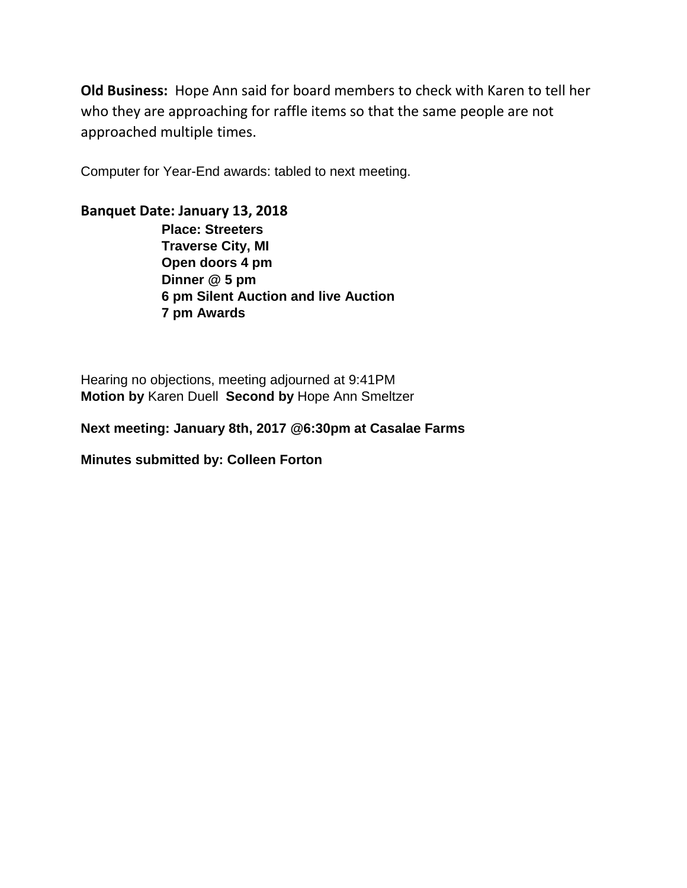**Old Business:** Hope Ann said for board members to check with Karen to tell her who they are approaching for raffle items so that the same people are not approached multiple times.

Computer for Year-End awards: tabled to next meeting.

**Banquet Date: January 13, 2018**

**Place: Streeters**
**Traverse City, MI**
**Open doors 4 pm**
**Dinner @ 5 pm**
**6 pm Silent Auction and live Auction**
**7 pm Awards**

Hearing no objections, meeting adjourned at 9:41PM
**Motion by** Karen Duell **Second by** Hope Ann Smeltzer

**Next meeting: January 8th, 2017 @6:30pm at Casalae Farms**

**Minutes submitted by: Colleen Forton**